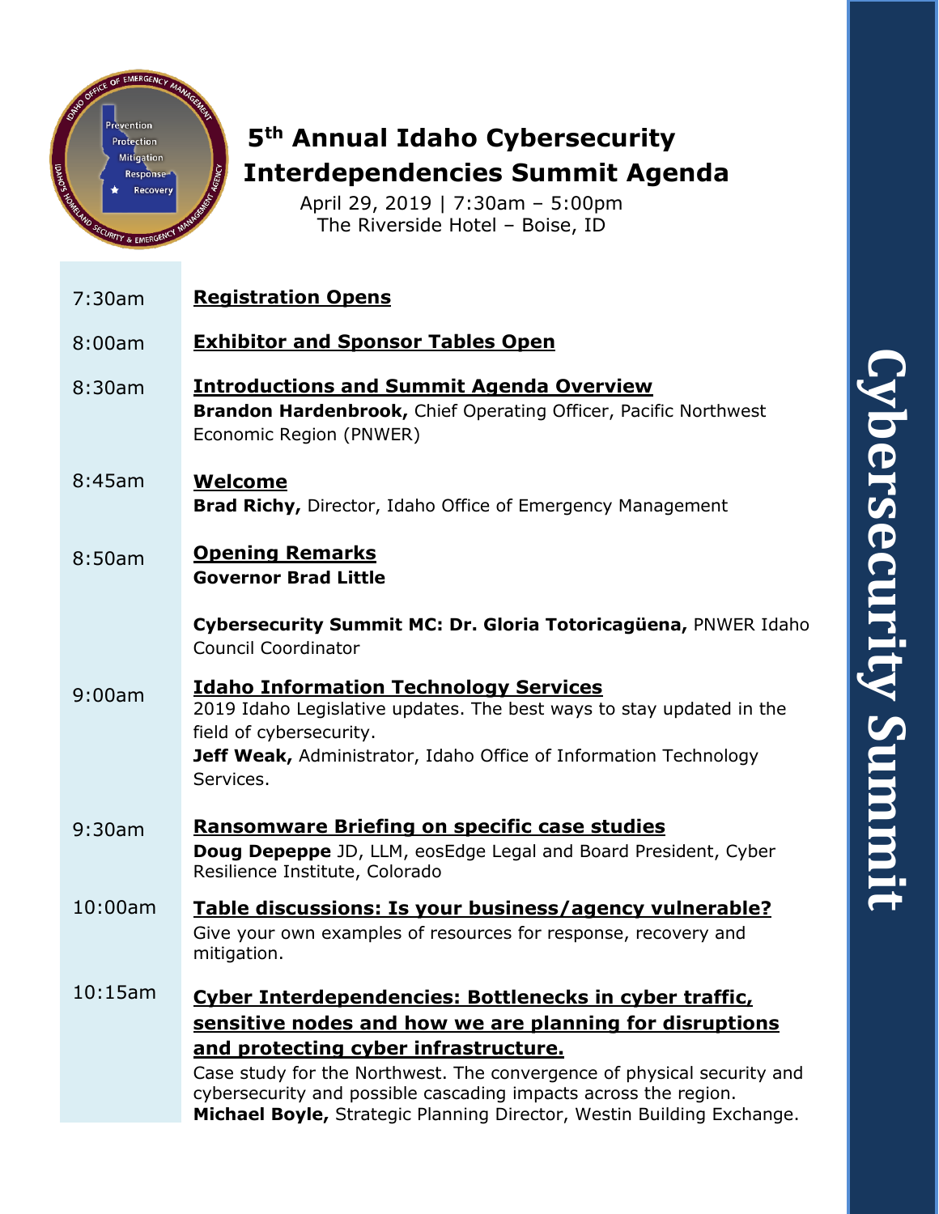# 5th Annual Idaho Cybersecurity Interdependencies Summit Agenda

April 29, 2019 | 7:30am – 5:00pm
The Riverside Hotel – Boise, ID

| | |
|---|---|
| 7:30am | **Registration Opens** |
| 8:00am | **Exhibitor and Sponsor Tables Open** |
| 8:30am | **Introductions and Summit Agenda Overview**<br>**Brandon Hardenbrook,** Chief Operating Officer, Pacific Northwest Economic Region (PNWER) |
| 8:45am | **Welcome**<br>**Brad Richy,** Director, Idaho Office of Emergency Management |
| 8:50am | **Opening Remarks**<br>**Governor Brad Little**<br><br>**Cybersecurity Summit MC: Dr. Gloria Totoricagüena,** PNWER Idaho Council Coordinator |
| 9:00am | **Idaho Information Technology Services**<br>2019 Idaho Legislative updates. The best ways to stay updated in the field of cybersecurity.<br>**Jeff Weak,** Administrator, Idaho Office of Information Technology Services. |
| 9:30am | **Ransomware Briefing on specific case studies**<br>**Doug Depeppe** JD, LLM, eosEdge Legal and Board President, Cyber Resilience Institute, Colorado |
| 10:00am | **Table discussions: Is your business/agency vulnerable?**<br>Give your own examples of resources for response, recovery and mitigation. |
| 10:15am | **Cyber Interdependencies: Bottlenecks in cyber traffic, sensitive nodes and how we are planning for disruptions and protecting cyber infrastructure.**<br>Case study for the Northwest. The convergence of physical security and cybersecurity and possible cascading impacts across the region.<br>**Michael Boyle,** Strategic Planning Director, Westin Building Exchange. |

Cybersecurity Summit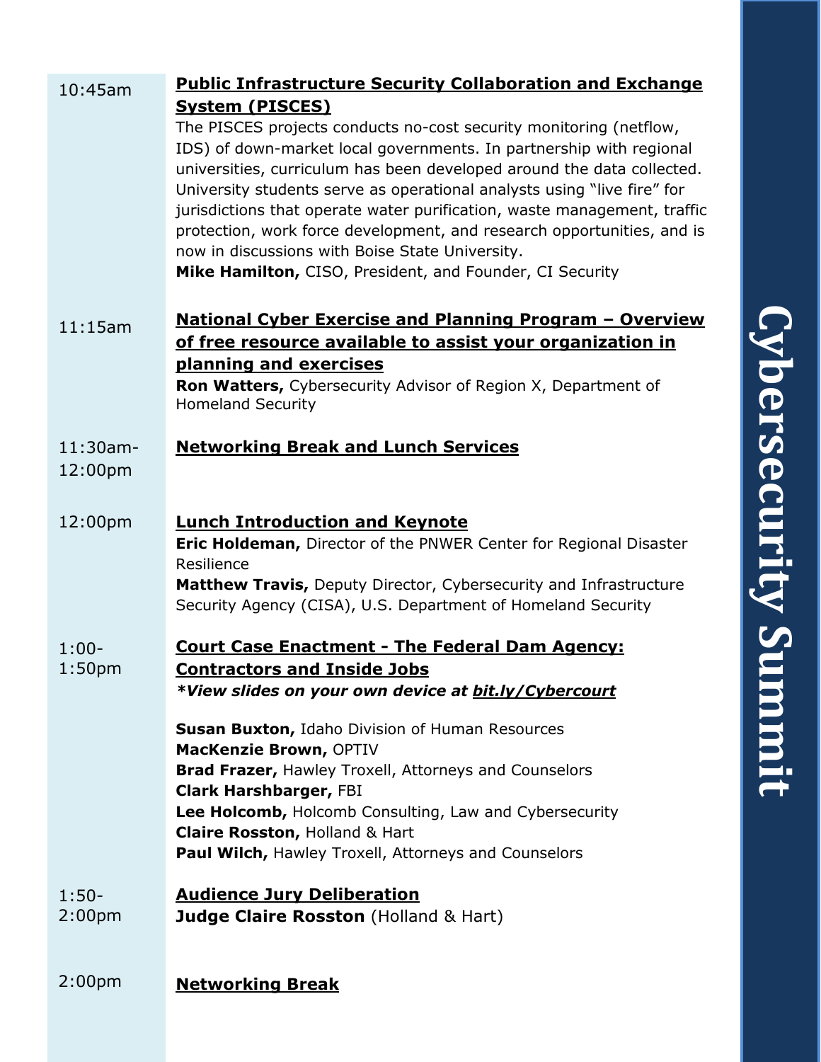10:45am

**Public Infrastructure Security Collaboration and Exchange System (PISCES)**

The PISCES projects conducts no-cost security monitoring (netflow, IDS) of down-market local governments. In partnership with regional universities, curriculum has been developed around the data collected. University students serve as operational analysts using "live fire" for jurisdictions that operate water purification, waste management, traffic protection, work force development, and research opportunities, and is now in discussions with Boise State University.

**Mike Hamilton,** CISO, President, and Founder, CI Security

11:15am

**National Cyber Exercise and Planning Program – Overview of free resource available to assist your organization in planning and exercises**

**Ron Watters,** Cybersecurity Advisor of Region X, Department of Homeland Security

11:30am-12:00pm

**Networking Break and Lunch Services**

12:00pm

**Lunch Introduction and Keynote**

**Eric Holdeman,** Director of the PNWER Center for Regional Disaster Resilience

**Matthew Travis,** Deputy Director, Cybersecurity and Infrastructure Security Agency (CISA), U.S. Department of Homeland Security

1:00-1:50pm

**Court Case Enactment - The Federal Dam Agency: Contractors and Inside Jobs**

***View slides on your own device at bit.ly/Cybercourt***

**Susan Buxton,** Idaho Division of Human Resources
**MacKenzie Brown,** OPTIV
**Brad Frazer,** Hawley Troxell, Attorneys and Counselors
**Clark Harshbarger,** FBI
**Lee Holcomb,** Holcomb Consulting, Law and Cybersecurity
**Claire Rosston,** Holland & Hart
**Paul Wilch,** Hawley Troxell, Attorneys and Counselors

1:50-2:00pm

**Audience Jury Deliberation**

**Judge Claire Rosston** (Holland & Hart)

2:00pm

**Networking Break**

Cybersecurity Summit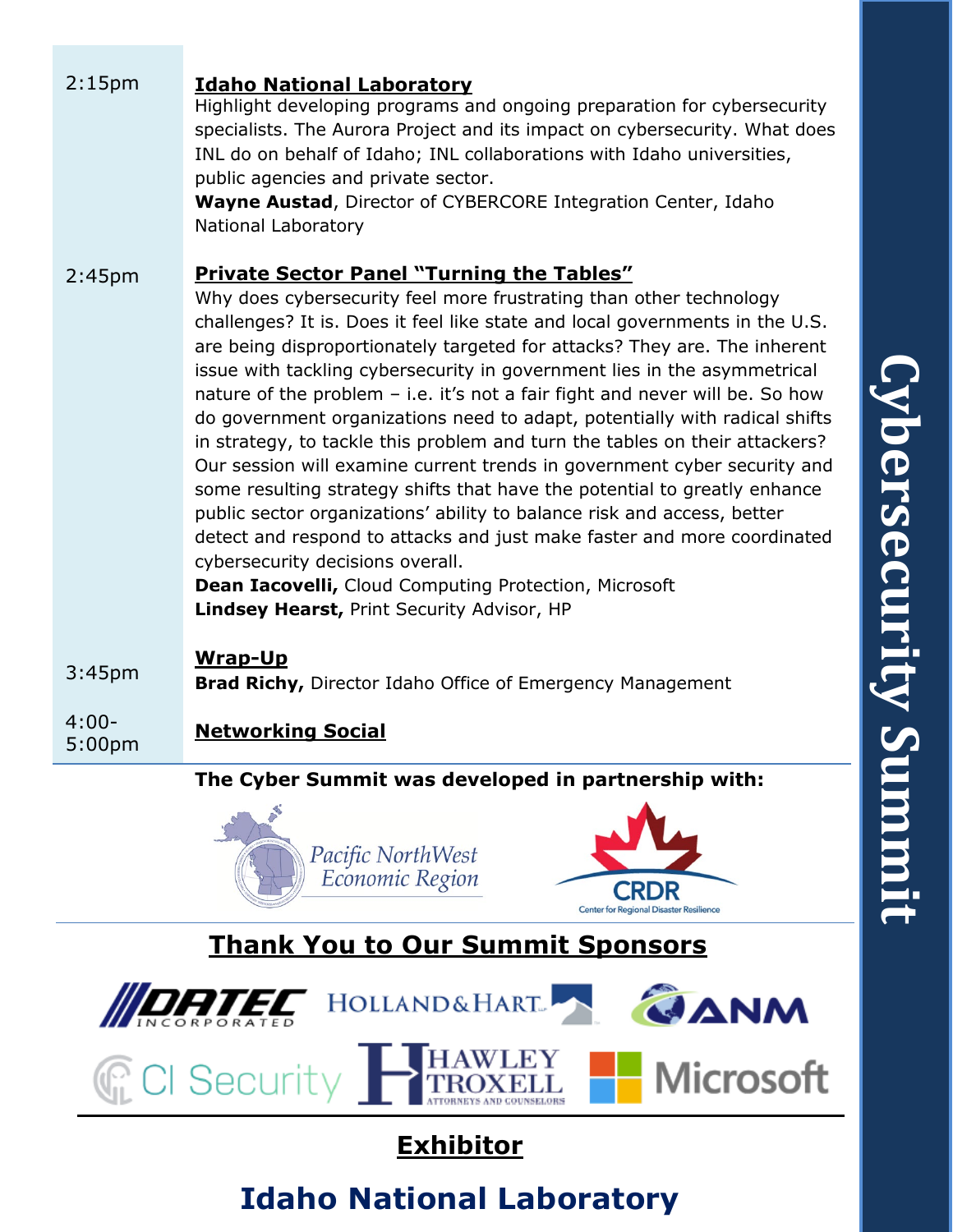2:15pm **Idaho National Laboratory**

Highlight developing programs and ongoing preparation for cybersecurity specialists. The Aurora Project and its impact on cybersecurity. What does INL do on behalf of Idaho; INL collaborations with Idaho universities, public agencies and private sector.

**Wayne Austad**, Director of CYBERCORE Integration Center, Idaho National Laboratory

2:45pm **Private Sector Panel "Turning the Tables"**

Why does cybersecurity feel more frustrating than other technology challenges? It is. Does it feel like state and local governments in the U.S. are being disproportionately targeted for attacks? They are. The inherent issue with tackling cybersecurity in government lies in the asymmetrical nature of the problem – i.e. it's not a fair fight and never will be. So how do government organizations need to adapt, potentially with radical shifts in strategy, to tackle this problem and turn the tables on their attackers? Our session will examine current trends in government cyber security and some resulting strategy shifts that have the potential to greatly enhance public sector organizations' ability to balance risk and access, better detect and respond to attacks and just make faster and more coordinated cybersecurity decisions overall.

**Dean Iacovelli,** Cloud Computing Protection, Microsoft

**Lindsey Hearst,** Print Security Advisor, HP

3:45pm **Wrap-Up**

**Brad Richy,** Director Idaho Office of Emergency Management

4:00-5:00pm **Networking Social**

**The Cyber Summit was developed in partnership with:**

Pacific NorthWest Economic Region

CRDR Center for Regional Disaster Resilience

## Thank You to Our Summit Sponsors

DATEC Incorporated · Holland & Hart · ANM · CI Security · Hawley Troxell Attorneys and Counselors · Microsoft

## Exhibitor

## Idaho National Laboratory

Cybersecurity Summit